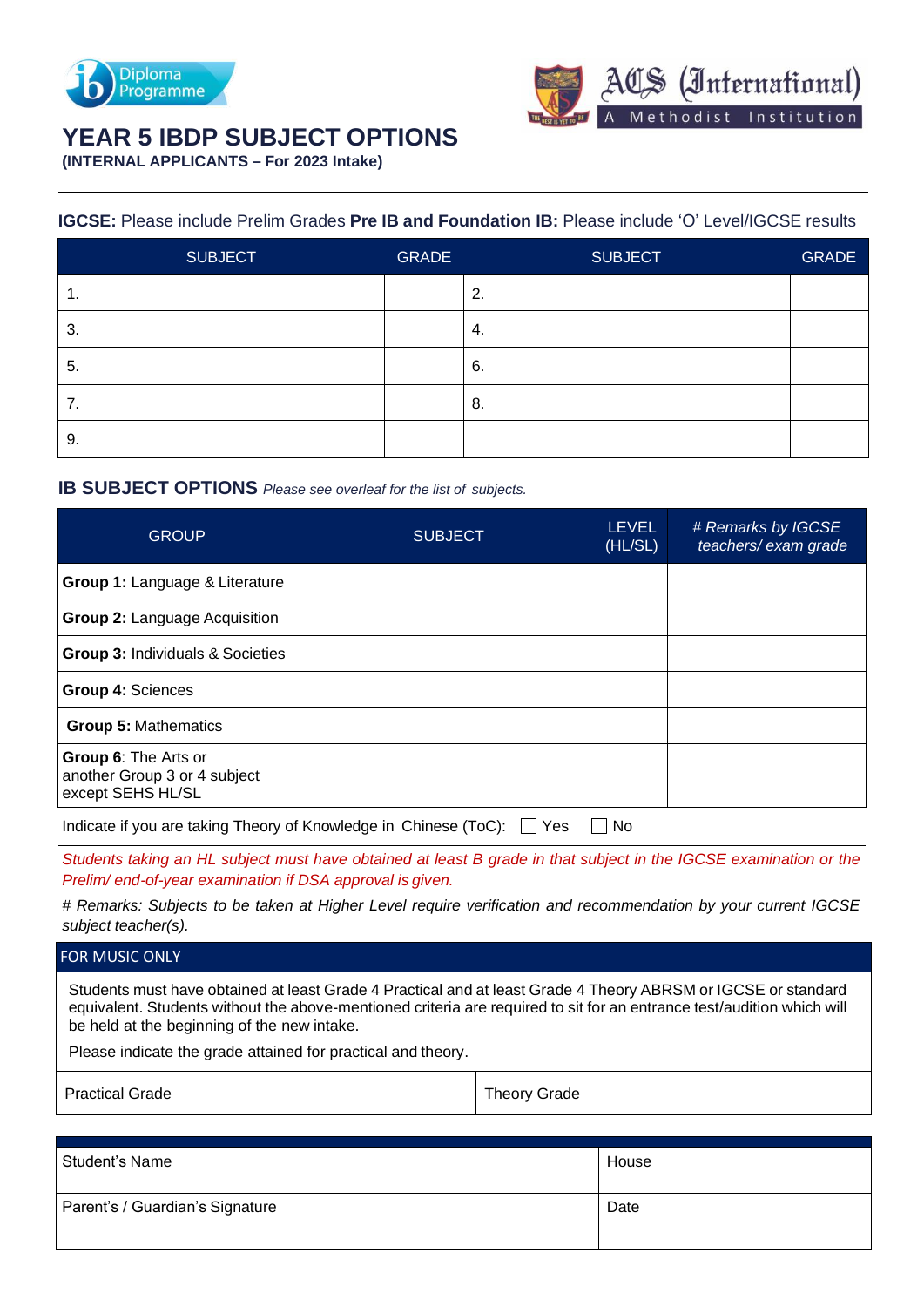# YEAR 5 IBDP SUBJECT OPTIONS

**(INTERNAL APPLICANTS – For 2023 Intake)**

**IGCSE:** Please include Prelim Grades **Pre IB and Foundation IB:** Please include 'O' Level/IGCSE results

| SUBJECT | GRADE | SUBJECT | GRADE |
|---|---|---|---|
| 1. | | 2. | |
| 3. | | 4. | |
| 5. | | 6. | |
| 7. | | 8. | |
| 9. | | | |

## IB SUBJECT OPTIONS *Please see overleaf for the list of subjects.*

| GROUP | SUBJECT | LEVEL (HL/SL) | *# Remarks by IGCSE teachers/ exam grade* |
|---|---|---|---|
| **Group 1:** Language & Literature | | | |
| **Group 2:** Language Acquisition | | | |
| **Group 3:** Individuals & Societies | | | |
| **Group 4:** Sciences | | | |
| **Group 5:** Mathematics | | | |
| **Group 6**: The Arts or another Group 3 or 4 subject except SEHS HL/SL | | | |

Indicate if you are taking Theory of Knowledge in Chinese (ToC): ☐ Yes ☐ No

*Students taking an HL subject must have obtained at least B grade in that subject in the IGCSE examination or the Prelim/ end-of-year examination if DSA approval is given.*

*# Remarks: Subjects to be taken at Higher Level require verification and recommendation by your current IGCSE subject teacher(s).*

| FOR MUSIC ONLY | |
|---|---|
| Students must have obtained at least Grade 4 Practical and at least Grade 4 Theory ABRSM or IGCSE or standard equivalent. Students without the above-mentioned criteria are required to sit for an entrance test/audition which will be held at the beginning of the new intake.<br><br>Please indicate the grade attained for practical and theory. | |
| Practical Grade | Theory Grade |

| | |
|---|---|
| Student's Name | House |
| Parent's / Guardian's Signature | Date |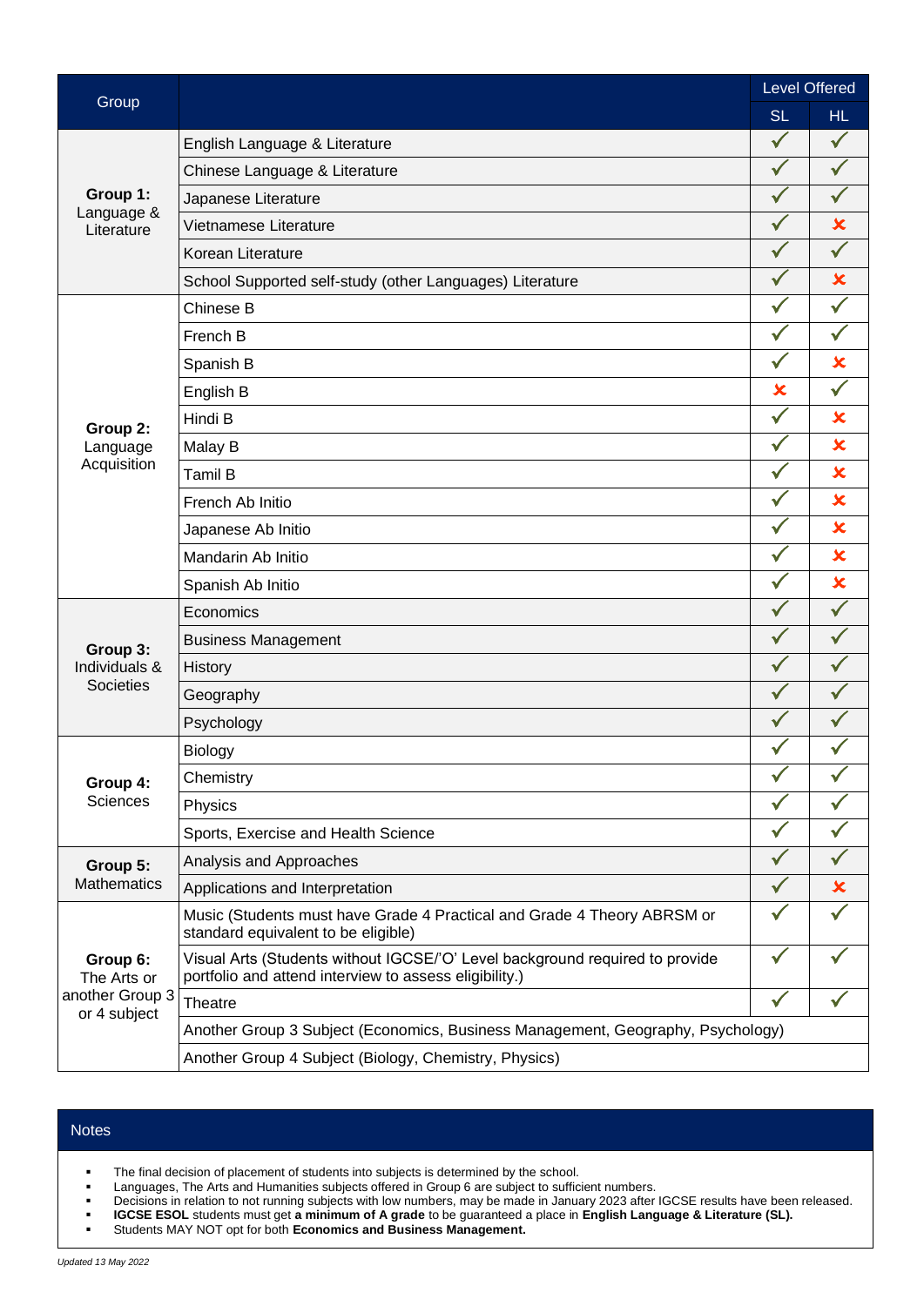| Group | | Level Offered | |
|---|---|---|---|
| | | SL | HL |
| **Group 1:** Language & Literature | English Language & Literature | ✓ | ✓ |
| | Chinese Language & Literature | ✓ | ✓ |
| | Japanese Literature | ✓ | ✓ |
| | Vietnamese Literature | ✓ | ✗ |
| | Korean Literature | ✓ | ✓ |
| | School Supported self-study (other Languages) Literature | ✓ | ✗ |
| **Group 2:** Language Acquisition | Chinese B | ✓ | ✓ |
| | French B | ✓ | ✓ |
| | Spanish B | ✓ | ✗ |
| | English B | ✗ | ✓ |
| | Hindi B | ✓ | ✗ |
| | Malay B | ✓ | ✗ |
| | Tamil B | ✓ | ✗ |
| | French Ab Initio | ✓ | ✗ |
| | Japanese Ab Initio | ✓ | ✗ |
| | Mandarin Ab Initio | ✓ | ✗ |
| | Spanish Ab Initio | ✓ | ✗ |
| **Group 3:** Individuals & Societies | Economics | ✓ | ✓ |
| | Business Management | ✓ | ✓ |
| | History | ✓ | ✓ |
| | Geography | ✓ | ✓ |
| | Psychology | ✓ | ✓ |
| **Group 4:** Sciences | Biology | ✓ | ✓ |
| | Chemistry | ✓ | ✓ |
| | Physics | ✓ | ✓ |
| | Sports, Exercise and Health Science | ✓ | ✓ |
| **Group 5:** Mathematics | Analysis and Approaches | ✓ | ✓ |
| | Applications and Interpretation | ✓ | ✗ |
| **Group 6:** The Arts or another Group 3 or 4 subject | Music (Students must have Grade 4 Practical and Grade 4 Theory ABRSM or standard equivalent to be eligible) | ✓ | ✓ |
| | Visual Arts (Students without IGCSE/'O' Level background required to provide portfolio and attend interview to assess eligibility.) | ✓ | ✓ |
| | Theatre | ✓ | ✓ |
| | Another Group 3 Subject (Economics, Business Management, Geography, Psychology) | | |
| | Another Group 4 Subject (Biology, Chemistry, Physics) | | |

## Notes

- The final decision of placement of students into subjects is determined by the school.
- Languages, The Arts and Humanities subjects offered in Group 6 are subject to sufficient numbers.
- Decisions in relation to not running subjects with low numbers, may be made in January 2023 after IGCSE results have been released.
- **IGCSE ESOL** students must get **a minimum of A grade** to be guaranteed a place in **English Language & Literature (SL).**
- Students MAY NOT opt for both **Economics and Business Management.**

*Updated 13 May 2022*